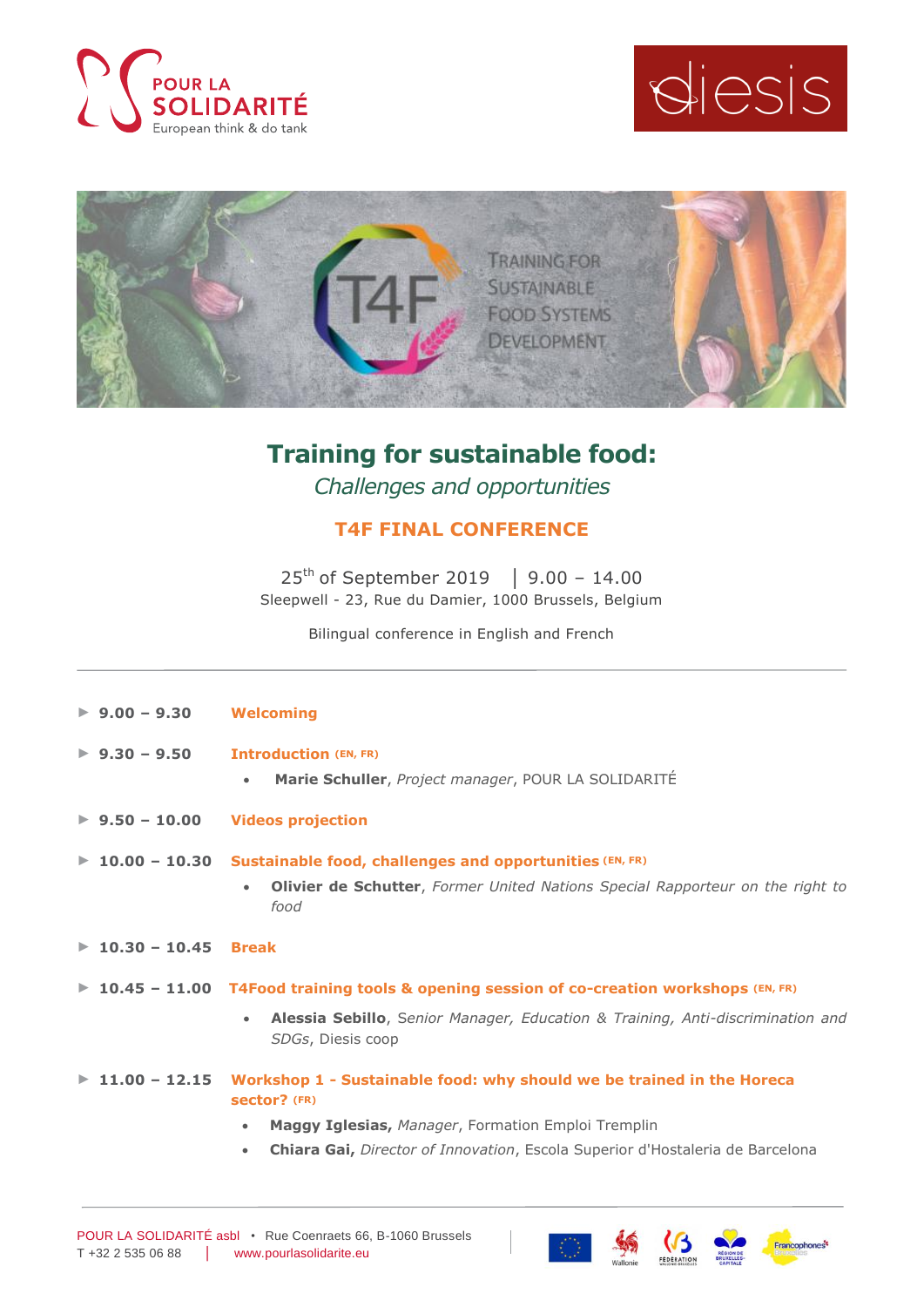# Training for sustainable food:

*Challenges and opportunities*

## T4F FINAL CONFERENCE

25th of September 2019 | 9.00 – 14.00

Sleepwell - 23, Rue du Damier, 1000 Brussels, Belgium

Bilingual conference in English and French

---

► **9.00 – 9.30** **Welcoming**

► **9.30 – 9.50** **Introduction** (EN, FR)

- **Marie Schuller**, *Project manager*, POUR LA SOLIDARITÉ

► **9.50 – 10.00** **Videos projection**

► **10.00 – 10.30** **Sustainable food, challenges and opportunities** (EN, FR)

- **Olivier de Schutter**, *Former United Nations Special Rapporteur on the right to food*

► **10.30 – 10.45** **Break**

► **10.45 – 11.00** **T4Food training tools & opening session of co-creation workshops** (EN, FR)

- **Alessia Sebillo**, *Senior Manager, Education & Training, Anti-discrimination and SDGs*, Diesis coop

► **11.00 – 12.15** **Workshop 1 - Sustainable food: why should we be trained in the Horeca sector?** (FR)

- **Maggy Iglesias,** *Manager*, Formation Emploi Tremplin
- **Chiara Gai,** *Director of Innovation*, Escola Superior d'Hostaleria de Barcelona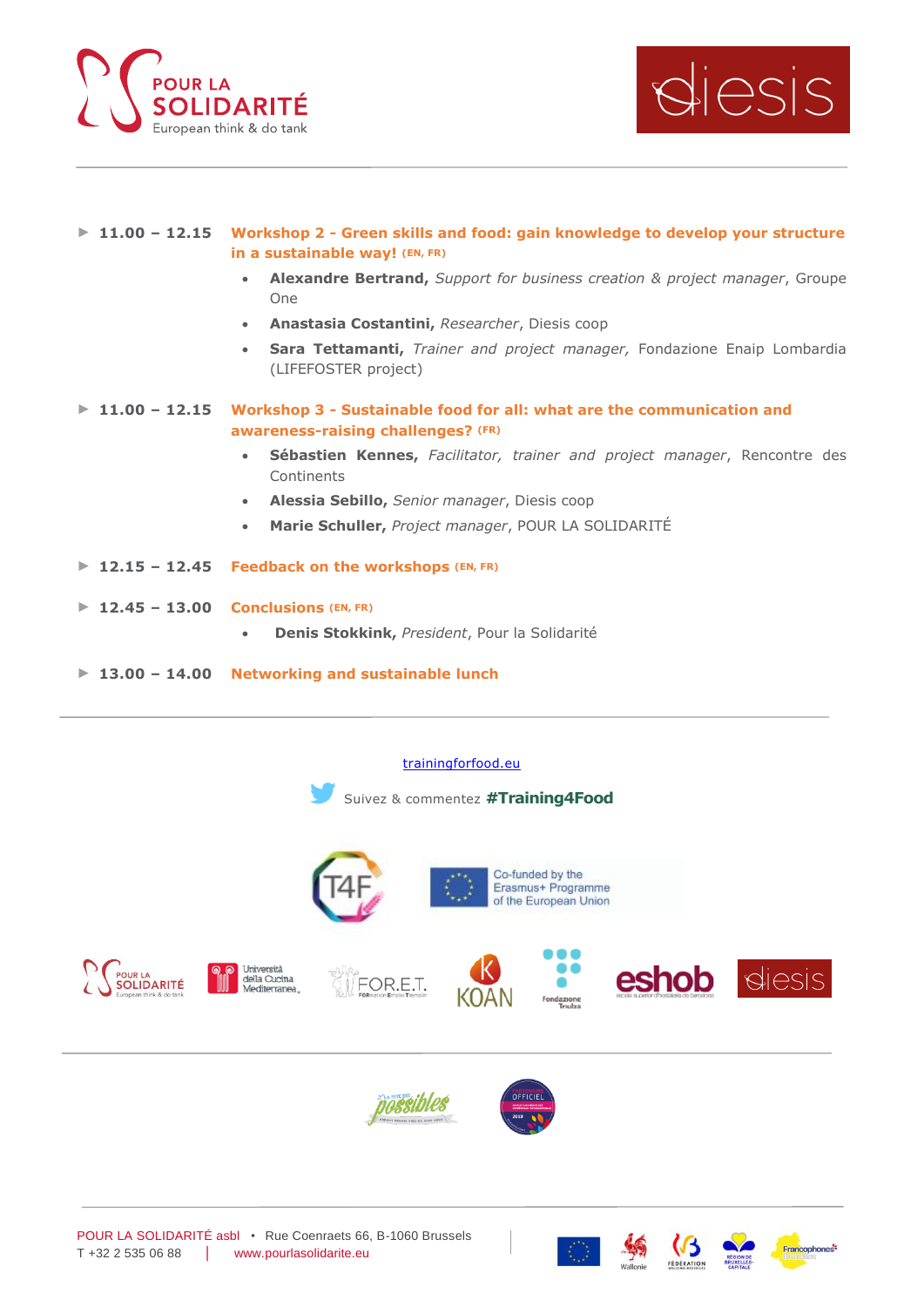▶ **11.00 – 12.15** **Workshop 2 - Green skills and food: gain knowledge to develop your structure in a sustainable way!** (EN, FR)

- **Alexandre Bertrand,** *Support for business creation & project manager*, Groupe One
- **Anastasia Costantini,** *Researcher*, Diesis coop
- **Sara Tettamanti,** *Trainer and project manager,* Fondazione Enaip Lombardia (LIFEFOSTER project)

▶ **11.00 – 12.15** **Workshop 3 - Sustainable food for all: what are the communication and awareness-raising challenges?** (FR)

- **Sébastien Kennes,** *Facilitator, trainer and project manager*, Rencontre des Continents
- **Alessia Sebillo,** *Senior manager*, Diesis coop
- **Marie Schuller,** *Project manager*, POUR LA SOLIDARITÉ

▶ **12.15 – 12.45** **Feedback on the workshops** (EN, FR)

▶ **12.45 – 13.00** **Conclusions** (EN, FR)

- **Denis Stokkink,** *President*, Pour la Solidarité

▶ **13.00 – 14.00** **Networking and sustainable lunch**

trainingforfood.eu

Suivez & commentez **#Training4Food**

Co-funded by the Erasmus+ Programme of the European Union

POUR LA SOLIDARITÉ asbl • Rue Coenraets 66, B-1060 Brussels
T +32 2 535 06 88 | www.pourlasolidarite.eu